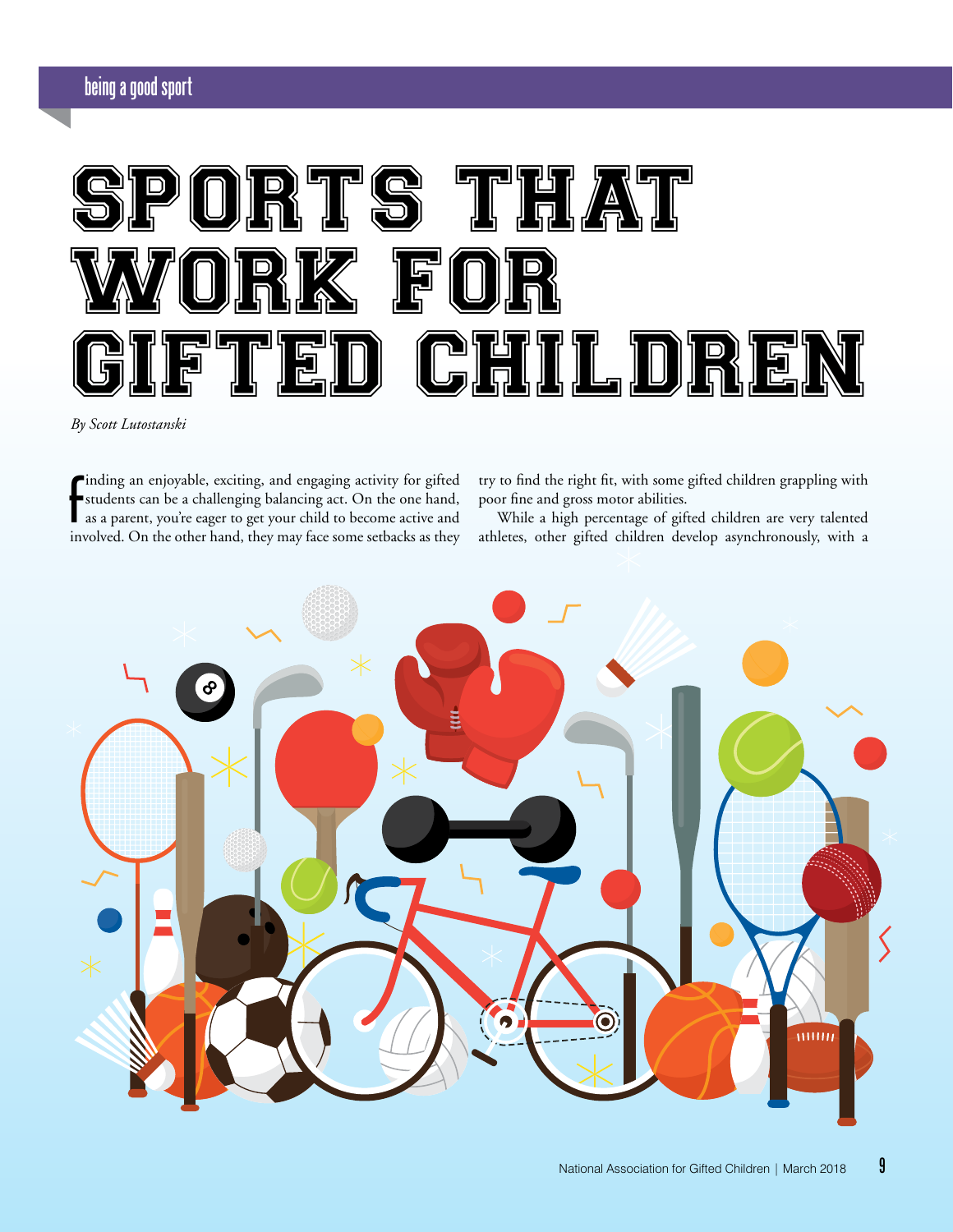being a good sport

# SPORTS THAT WORK FOR GIFTED CHILDREN

*By Scott Lutostanski*

Finding an enjoyable, exciting, and engaging activity for gifted students can be a challenging balancing act. On the one hand, as a parent, you're eager to get your child to become active and involved. On the other hand, they may face some setbacks as they try to find the right fit, with some gifted children grappling with poor fine and gross motor abilities.

While a high percentage of gifted children are very talented athletes, other gifted children develop asynchronously, with a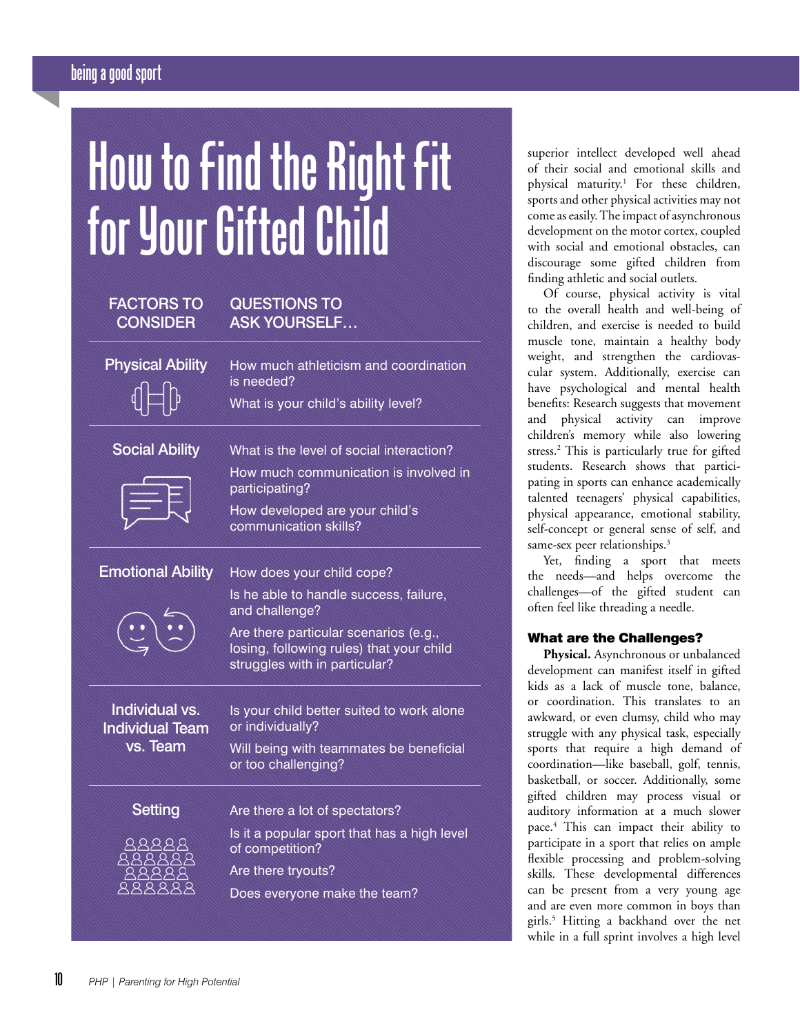# How to Find the Right Fit for Your Gifted Child

| FACTORS TO CONSIDER | QUESTIONS TO ASK YOURSELF… |
| --- | --- |
| Physical Ability | How much athleticism and coordination is needed? What is your child's ability level? |
| Social Ability | What is the level of social interaction? How much communication is involved in participating? How developed are your child's communication skills? |
| Emotional Ability | How does your child cope? Is he able to handle success, failure, and challenge? Are there particular scenarios (e.g., losing, following rules) that your child struggles with in particular? |
| Individual vs. Individual Team vs. Team | Is your child better suited to work alone or individually? Will being with teammates be beneficial or too challenging? |
| Setting | Are there a lot of spectators? Is it a popular sport that has a high level of competition? Are there tryouts? Does everyone make the team? |

superior intellect developed well ahead of their social and emotional skills and physical maturity.[1] For these children, sports and other physical activities may not come as easily. The impact of asynchronous development on the motor cortex, coupled with social and emotional obstacles, can discourage some gifted children from finding athletic and social outlets.

Of course, physical activity is vital to the overall health and well-being of children, and exercise is needed to build muscle tone, maintain a healthy body weight, and strengthen the cardiovascular system. Additionally, exercise can have psychological and mental health benefits: Research suggests that movement and physical activity can improve children's memory while also lowering stress.[2] This is particularly true for gifted students. Research shows that participating in sports can enhance academically talented teenagers' physical capabilities, physical appearance, emotional stability, self-concept or general sense of self, and same-sex peer relationships.[3]

Yet, finding a sport that meets the needs—and helps overcome the challenges—of the gifted student can often feel like threading a needle.

### What are the Challenges?

**Physical.** Asynchronous or unbalanced development can manifest itself in gifted kids as a lack of muscle tone, balance, or coordination. This translates to an awkward, or even clumsy, child who may struggle with any physical task, especially sports that require a high demand of coordination—like baseball, golf, tennis, basketball, or soccer. Additionally, some gifted children may process visual or auditory information at a much slower pace.[4] This can impact their ability to participate in a sport that relies on ample flexible processing and problem-solving skills. These developmental differences can be present from a very young age and are even more common in boys than girls.[5] Hitting a backhand over the net while in a full sprint involves a high level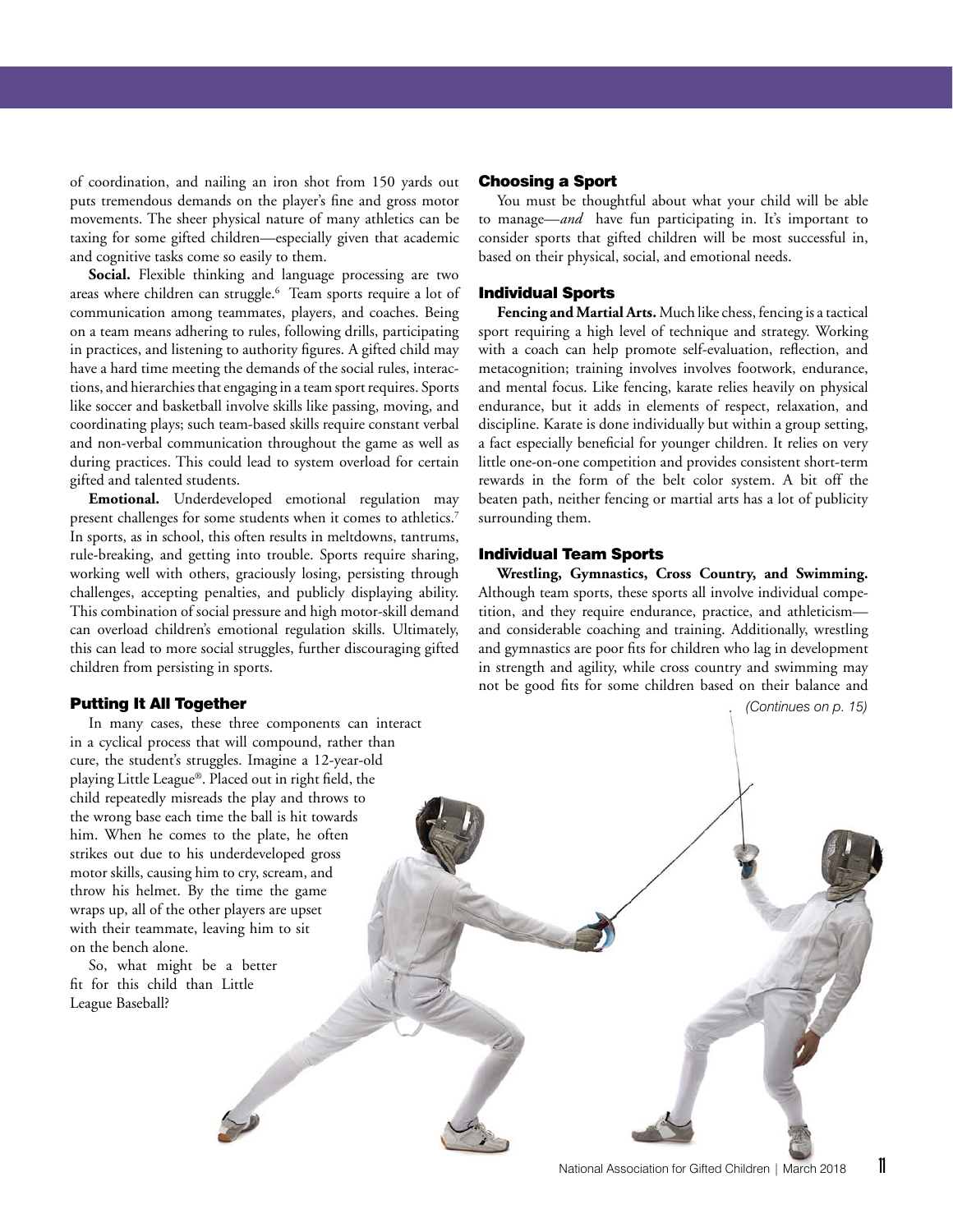of coordination, and nailing an iron shot from 150 yards out puts tremendous demands on the player's fine and gross motor movements. The sheer physical nature of many athletics can be taxing for some gifted children—especially given that academic and cognitive tasks come so easily to them.

**Social.** Flexible thinking and language processing are two areas where children can struggle.[6] Team sports require a lot of communication among teammates, players, and coaches. Being on a team means adhering to rules, following drills, participating in practices, and listening to authority figures. A gifted child may have a hard time meeting the demands of the social rules, interactions, and hierarchies that engaging in a team sport requires. Sports like soccer and basketball involve skills like passing, moving, and coordinating plays; such team-based skills require constant verbal and non-verbal communication throughout the game as well as during practices. This could lead to system overload for certain gifted and talented students.

**Emotional.** Underdeveloped emotional regulation may present challenges for some students when it comes to athletics.[7] In sports, as in school, this often results in meltdowns, tantrums, rule-breaking, and getting into trouble. Sports require sharing, working well with others, graciously losing, persisting through challenges, accepting penalties, and publicly displaying ability. This combination of social pressure and high motor-skill demand can overload children's emotional regulation skills. Ultimately, this can lead to more social struggles, further discouraging gifted children from persisting in sports.

### Putting It All Together

In many cases, these three components can interact in a cyclical process that will compound, rather than cure, the student's struggles. Imagine a 12-year-old playing Little League®. Placed out in right field, the child repeatedly misreads the play and throws to the wrong base each time the ball is hit towards him. When he comes to the plate, he often strikes out due to his underdeveloped gross motor skills, causing him to cry, scream, and throw his helmet. By the time the game wraps up, all of the other players are upset with their teammate, leaving him to sit on the bench alone.

So, what might be a better fit for this child than Little League Baseball?

### Choosing a Sport

You must be thoughtful about what your child will be able to manage—*and* have fun participating in. It's important to consider sports that gifted children will be most successful in, based on their physical, social, and emotional needs.

### Individual Sports

**Fencing and Martial Arts.** Much like chess, fencing is a tactical sport requiring a high level of technique and strategy. Working with a coach can help promote self-evaluation, reflection, and metacognition; training involves involves footwork, endurance, and mental focus. Like fencing, karate relies heavily on physical endurance, but it adds in elements of respect, relaxation, and discipline. Karate is done individually but within a group setting, a fact especially beneficial for younger children. It relies on very little one-on-one competition and provides consistent short-term rewards in the form of the belt color system. A bit off the beaten path, neither fencing or martial arts has a lot of publicity surrounding them.

### Individual Team Sports

**Wrestling, Gymnastics, Cross Country, and Swimming.** Although team sports, these sports all involve individual competition, and they require endurance, practice, and athleticism—and considerable coaching and training. Additionally, wrestling and gymnastics are poor fits for children who lag in development in strength and agility, while cross country and swimming may not be good fits for some children based on their balance and

*(Continues on p. 15)*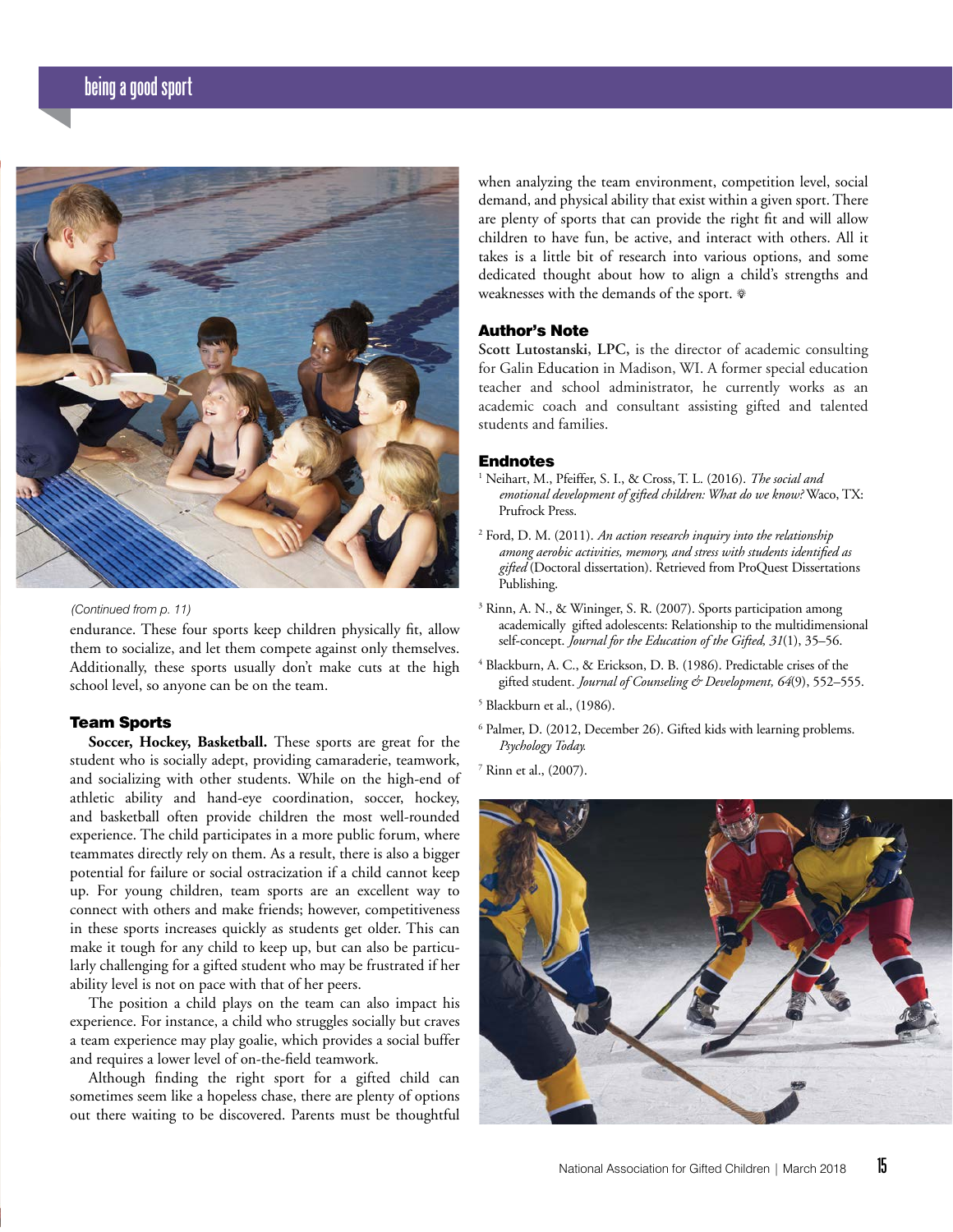(Continued from p. 11)

endurance. These four sports keep children physically fit, allow them to socialize, and let them compete against only themselves. Additionally, these sports usually don't make cuts at the high school level, so anyone can be on the team.

### Team Sports

**Soccer, Hockey, Basketball.** These sports are great for the student who is socially adept, providing camaraderie, teamwork, and socializing with other students. While on the high-end of athletic ability and hand-eye coordination, soccer, hockey, and basketball often provide children the most well-rounded experience. The child participates in a more public forum, where teammates directly rely on them. As a result, there is also a bigger potential for failure or social ostracization if a child cannot keep up. For young children, team sports are an excellent way to connect with others and make friends; however, competitiveness in these sports increases quickly as students get older. This can make it tough for any child to keep up, but can also be particularly challenging for a gifted student who may be frustrated if her ability level is not on pace with that of her peers.

The position a child plays on the team can also impact his experience. For instance, a child who struggles socially but craves a team experience may play goalie, which provides a social buffer and requires a lower level of on-the-field teamwork.

Although finding the right sport for a gifted child can sometimes seem like a hopeless chase, there are plenty of options out there waiting to be discovered. Parents must be thoughtful when analyzing the team environment, competition level, social demand, and physical ability that exist within a given sport. There are plenty of sports that can provide the right fit and will allow children to have fun, be active, and interact with others. All it takes is a little bit of research into various options, and some dedicated thought about how to align a child's strengths and weaknesses with the demands of the sport.

### Author's Note

**Scott Lutostanski, LPC,** is the director of academic consulting for Galin Education in Madison, WI. A former special education teacher and school administrator, he currently works as an academic coach and consultant assisting gifted and talented students and families.

### Endnotes

[1] Neihart, M., Pfeiffer, S. I., & Cross, T. L. (2016). *The social and emotional development of gifted children: What do we know?* Waco, TX: Prufrock Press.

[2] Ford, D. M. (2011). *An action research inquiry into the relationship among aerobic activities, memory, and stress with students identified as gifted* (Doctoral dissertation). Retrieved from ProQuest Dissertations Publishing.

[3] Rinn, A. N., & Wininger, S. R. (2007). Sports participation among academically gifted adolescents: Relationship to the multidimensional self-concept. *Journal for the Education of the Gifted, 31*(1), 35–56.

[4] Blackburn, A. C., & Erickson, D. B. (1986). Predictable crises of the gifted student. *Journal of Counseling & Development, 64*(9), 552–555.

[5] Blackburn et al., (1986).

[6] Palmer, D. (2012, December 26). Gifted kids with learning problems. *Psychology Today.*

[7] Rinn et al., (2007).